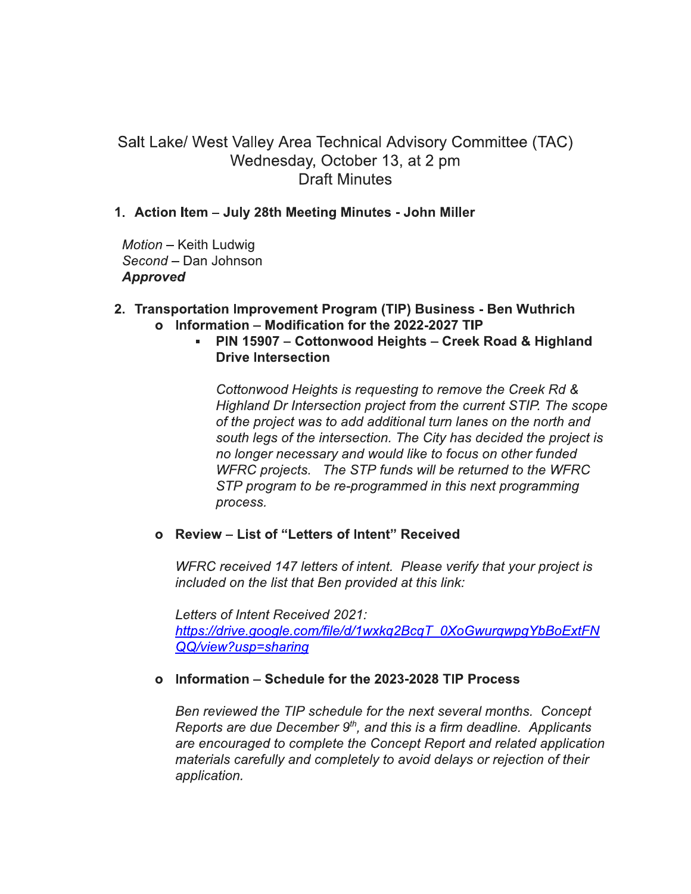# Salt Lake/ West Valley Area Technical Advisory Committee (TAC)
## Wednesday, October 13, at 2 pm
## Draft Minutes

1. **Action Item – July 28th Meeting Minutes - John Miller**

   *Motion* – Keith Ludwig
   *Second* – Dan Johnson
   ***Approved***

2. **Transportation Improvement Program (TIP) Business - Ben Wuthrich**
   - **Information – Modification for the 2022-2027 TIP**
     - **PIN 15907 – Cottonwood Heights – Creek Road & Highland Drive Intersection**

       *Cottonwood Heights is requesting to remove the Creek Rd & Highland Dr Intersection project from the current STIP. The scope of the project was to add additional turn lanes on the north and south legs of the intersection. The City has decided the project is no longer necessary and would like to focus on other funded WFRC projects. The STP funds will be returned to the WFRC STP program to be re-programmed in this next programming process.*

   - **Review – List of "Letters of Intent" Received**

     *WFRC received 147 letters of intent. Please verify that your project is included on the list that Ben provided at this link:*

     *Letters of Intent Received 2021:*
     *https://drive.google.com/file/d/1wxkq2BcqT_0XoGwurqwpgYbBoExtFNQQ/view?usp=sharing*

   - **Information – Schedule for the 2023-2028 TIP Process**

     *Ben reviewed the TIP schedule for the next several months. Concept Reports are due December 9th, and this is a firm deadline. Applicants are encouraged to complete the Concept Report and related application materials carefully and completely to avoid delays or rejection of their application.*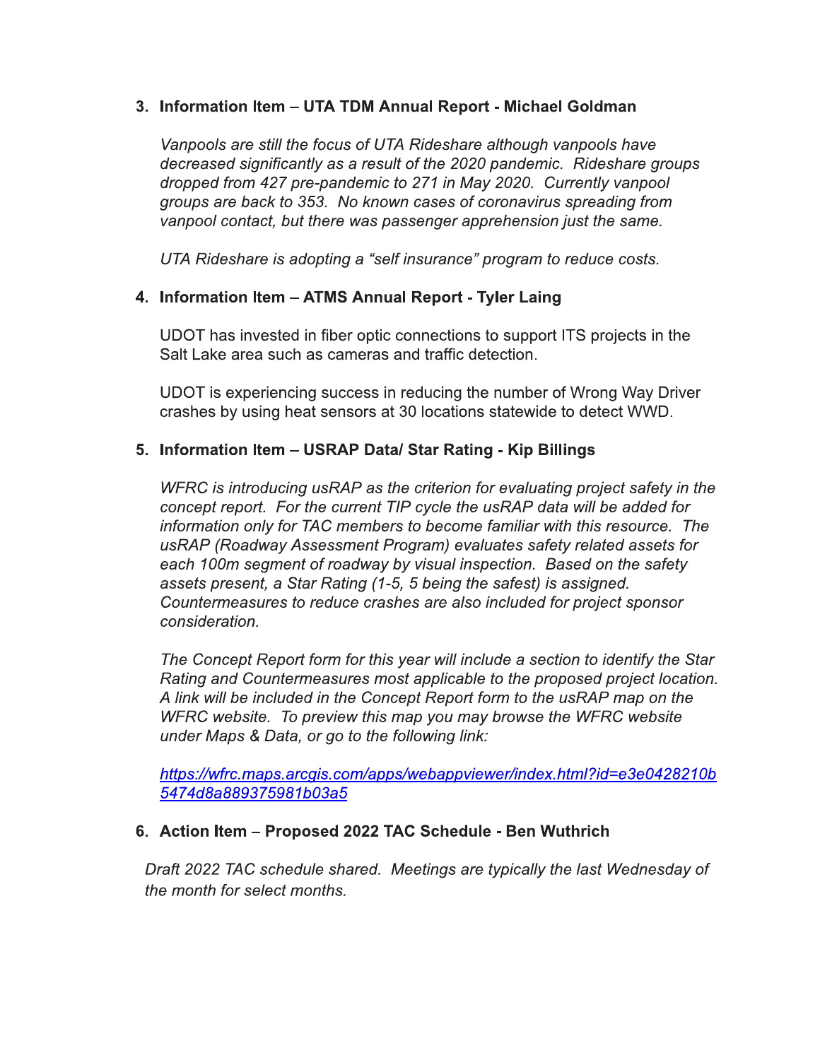3. **Information Item – UTA TDM Annual Report - Michael Goldman**

   *Vanpools are still the focus of UTA Rideshare although vanpools have decreased significantly as a result of the 2020 pandemic. Rideshare groups dropped from 427 pre-pandemic to 271 in May 2020. Currently vanpool groups are back to 353. No known cases of coronavirus spreading from vanpool contact, but there was passenger apprehension just the same.*

   *UTA Rideshare is adopting a "self insurance" program to reduce costs.*

4. **Information Item – ATMS Annual Report - Tyler Laing**

   UDOT has invested in fiber optic connections to support ITS projects in the Salt Lake area such as cameras and traffic detection.

   UDOT is experiencing success in reducing the number of Wrong Way Driver crashes by using heat sensors at 30 locations statewide to detect WWD.

5. **Information Item – USRAP Data/ Star Rating - Kip Billings**

   *WFRC is introducing usRAP as the criterion for evaluating project safety in the concept report. For the current TIP cycle the usRAP data will be added for information only for TAC members to become familiar with this resource. The usRAP (Roadway Assessment Program) evaluates safety related assets for each 100m segment of roadway by visual inspection. Based on the safety assets present, a Star Rating (1-5, 5 being the safest) is assigned. Countermeasures to reduce crashes are also included for project sponsor consideration.*

   *The Concept Report form for this year will include a section to identify the Star Rating and Countermeasures most applicable to the proposed project location. A link will be included in the Concept Report form to the usRAP map on the WFRC website. To preview this map you may browse the WFRC website under Maps & Data, or go to the following link:*

   *https://wfrc.maps.arcgis.com/apps/webappviewer/index.html?id=e3e0428210b5474d8a889375981b03a5*

6. **Action Item – Proposed 2022 TAC Schedule - Ben Wuthrich**

   *Draft 2022 TAC schedule shared. Meetings are typically the last Wednesday of the month for select months.*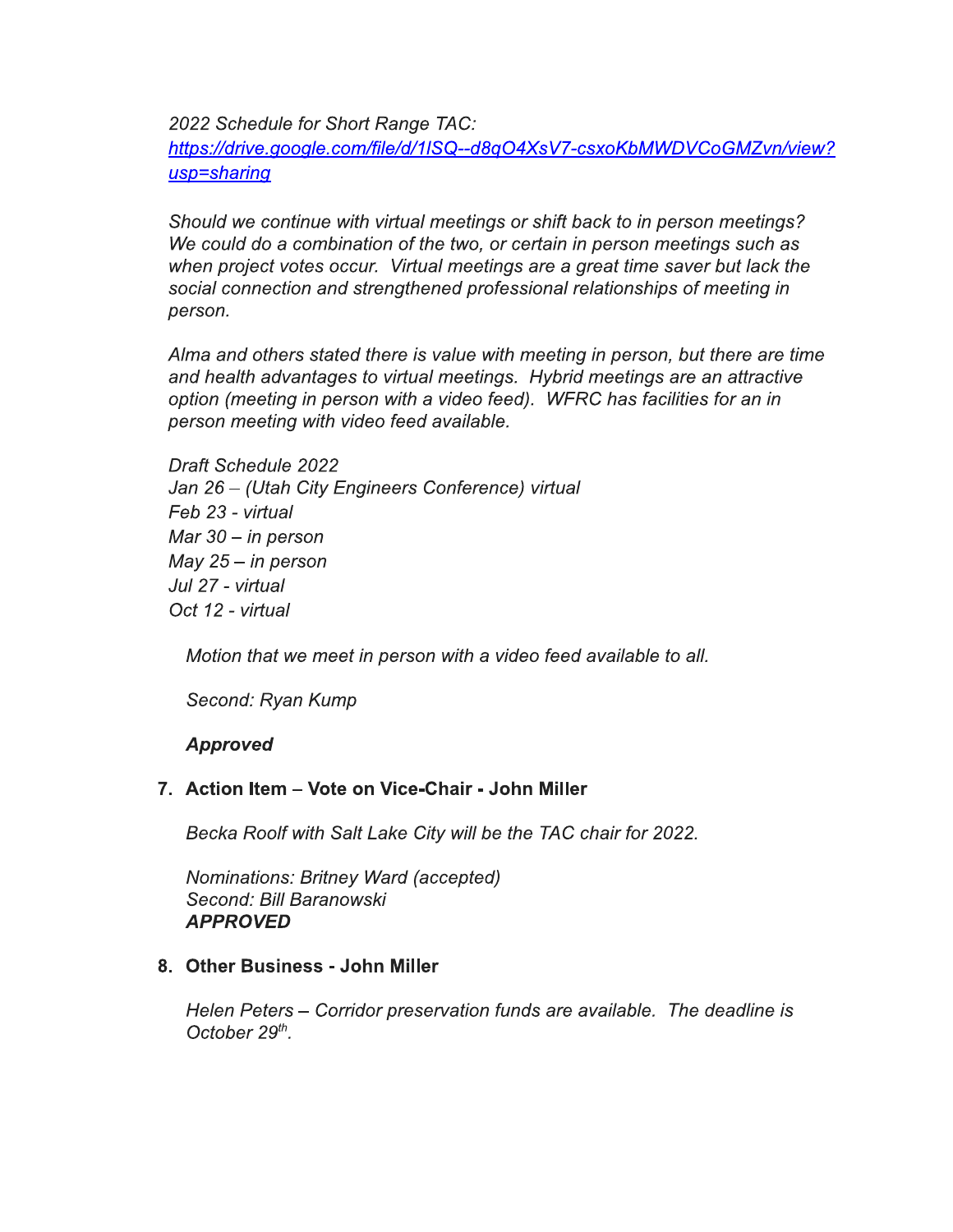*2022 Schedule for Short Range TAC:*
*[https://drive.google.com/file/d/1lSQ--d8qO4XsV7-csxoKbMWDVCoGMZvn/view?usp=sharing](https://drive.google.com/file/d/1lSQ--d8qO4XsV7-csxoKbMWDVCoGMZvn/view?usp=sharing)*

*Should we continue with virtual meetings or shift back to in person meetings? We could do a combination of the two, or certain in person meetings such as when project votes occur. Virtual meetings are a great time saver but lack the social connection and strengthened professional relationships of meeting in person.*

*Alma and others stated there is value with meeting in person, but there are time and health advantages to virtual meetings. Hybrid meetings are an attractive option (meeting in person with a video feed). WFRC has facilities for an in person meeting with video feed available.*

*Draft Schedule 2022*
*Jan 26 – (Utah City Engineers Conference) virtual*
*Feb 23 - virtual*
*Mar 30 – in person*
*May 25 – in person*
*Jul 27 - virtual*
*Oct 12 - virtual*

*Motion that we meet in person with a video feed available to all.*

*Second: Ryan Kump*

***Approved***

7. **Action Item – Vote on Vice-Chair - John Miller**

   *Becka Roolf with Salt Lake City will be the TAC chair for 2022.*

   *Nominations: Britney Ward (accepted)*
   *Second: Bill Baranowski*
   ***APPROVED***

8. **Other Business - John Miller**

   *Helen Peters – Corridor preservation funds are available. The deadline is October 29th.*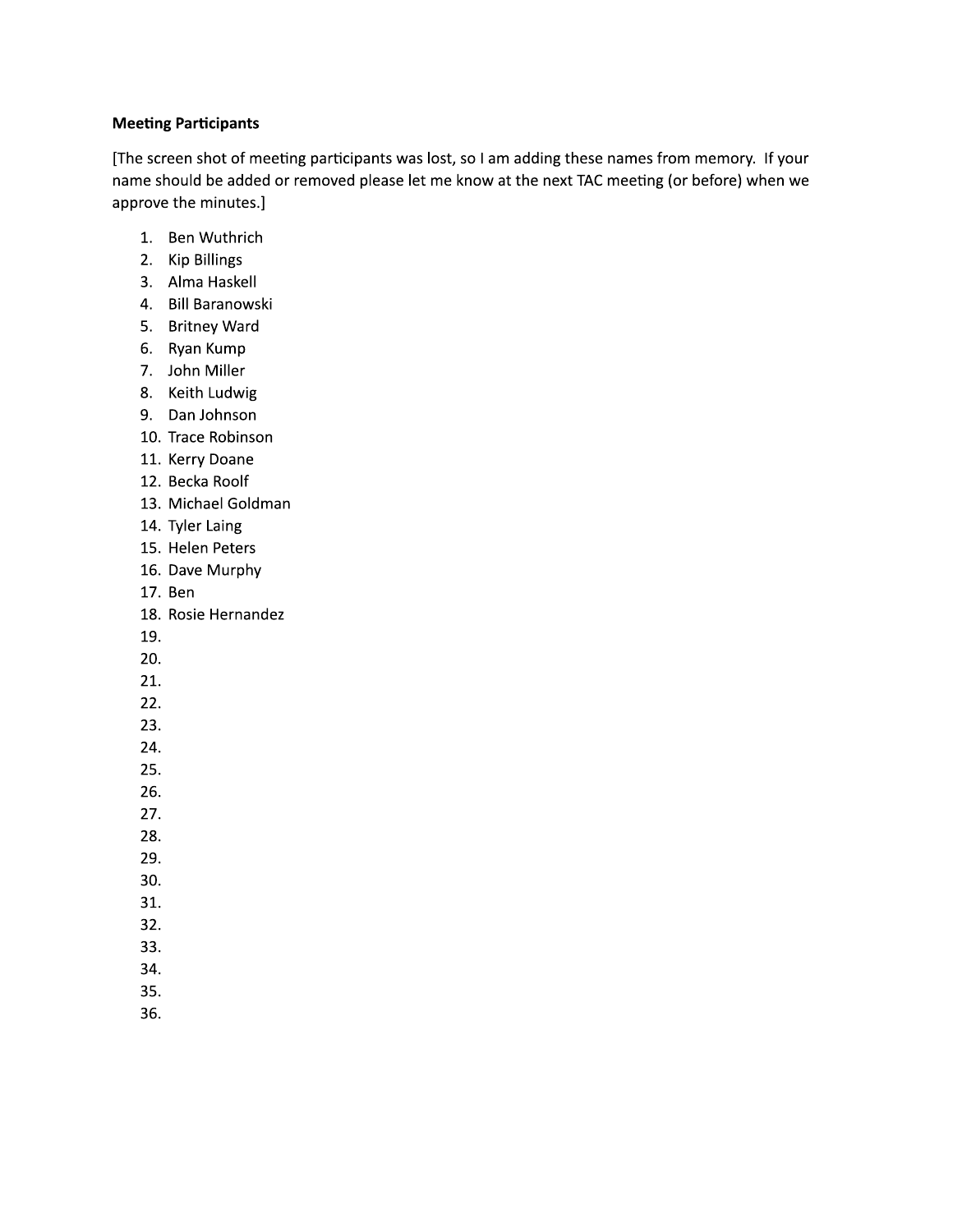**Meeting Participants**

[The screen shot of meeting participants was lost, so I am adding these names from memory. If your name should be added or removed please let me know at the next TAC meeting (or before) when we approve the minutes.]

1. Ben Wuthrich
2. Kip Billings
3. Alma Haskell
4. Bill Baranowski
5. Britney Ward
6. Ryan Kump
7. John Miller
8. Keith Ludwig
9. Dan Johnson
10. Trace Robinson
11. Kerry Doane
12. Becka Roolf
13. Michael Goldman
14. Tyler Laing
15. Helen Peters
16. Dave Murphy
17. Ben
18. Rosie Hernandez
19. 
20. 
21. 
22. 
23. 
24. 
25. 
26. 
27. 
28. 
29. 
30. 
31. 
32. 
33. 
34. 
35. 
36.